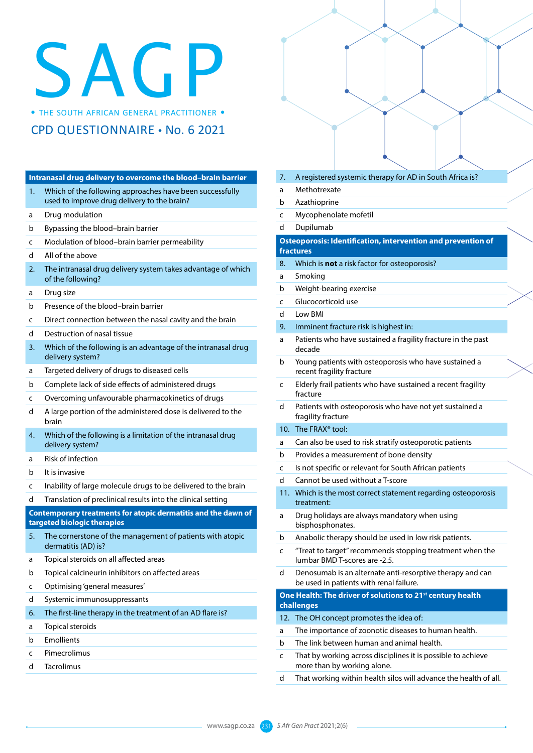# SAGP

• THE SOUTH AFRICAN GENERAL PRACTITIONER •

## CPD QUESTIONNAIRE • No. 6 2021

### Intranasal drug delivery to overcome the blood–brain barrier

1. Which of the following approaches have been successfully used to improve drug delivery to the brain?
   - a Drug modulation
   - b Bypassing the blood–brain barrier
   - c Modulation of blood–brain barrier permeability
   - d All of the above

2. The intranasal drug delivery system takes advantage of which of the following?
   - a Drug size
   - b Presence of the blood–brain barrier
   - c Direct connection between the nasal cavity and the brain
   - d Destruction of nasal tissue

3. Which of the following is an advantage of the intranasal drug delivery system?
   - a Targeted delivery of drugs to diseased cells
   - b Complete lack of side effects of administered drugs
   - c Overcoming unfavourable pharmacokinetics of drugs
   - d A large portion of the administered dose is delivered to the brain

4. Which of the following is a limitation of the intranasal drug delivery system?
   - a Risk of infection
   - b It is invasive
   - c Inability of large molecule drugs to be delivered to the brain
   - d Translation of preclinical results into the clinical setting

### Contemporary treatments for atopic dermatitis and the dawn of targeted biologic therapies

5. The cornerstone of the management of patients with atopic dermatitis (AD) is?
   - a Topical steroids on all affected areas
   - b Topical calcineurin inhibitors on affected areas
   - c Optimising 'general measures'
   - d Systemic immunosuppressants

6. The first-line therapy in the treatment of an AD flare is?
   - a Topical steroids
   - b Emollients
   - c Pimecrolimus
   - d Tacrolimus

7. A registered systemic therapy for AD in South Africa is?
   - a Methotrexate
   - b Azathioprine
   - c Mycophenolate mofetil
   - d Dupilumab

### Osteoporosis: Identification, intervention and prevention of fractures

8. Which is **not** a risk factor for osteoporosis?
   - a Smoking
   - b Weight-bearing exercise
   - c Glucocorticoid use
   - d Low BMI

9. Imminent fracture risk is highest in:
   - a Patients who have sustained a fragility fracture in the past decade
   - b Young patients with osteoporosis who have sustained a recent fragility fracture
   - c Elderly frail patients who have sustained a recent fragility fracture
   - d Patients with osteoporosis who have not yet sustained a fragility fracture

10. The FRAX® tool:
    - a Can also be used to risk stratify osteoporotic patients
    - b Provides a measurement of bone density
    - c Is not specific or relevant for South African patients
    - d Cannot be used without a T-score

11. Which is the most correct statement regarding osteoporosis treatment:
    - a Drug holidays are always mandatory when using bisphosphonates.
    - b Anabolic therapy should be used in low risk patients.
    - c "Treat to target" recommends stopping treatment when the lumbar BMD T-scores are -2.5.
    - d Denosumab is an alternate anti-resorptive therapy and can be used in patients with renal failure.

### One Health: The driver of solutions to 21st century health challenges

12. The OH concept promotes the idea of:
    - a The importance of zoonotic diseases to human health.
    - b The link between human and animal health.
    - c That by working across disciplines it is possible to achieve more than by working alone.
    - d That working within health silos will advance the health of all.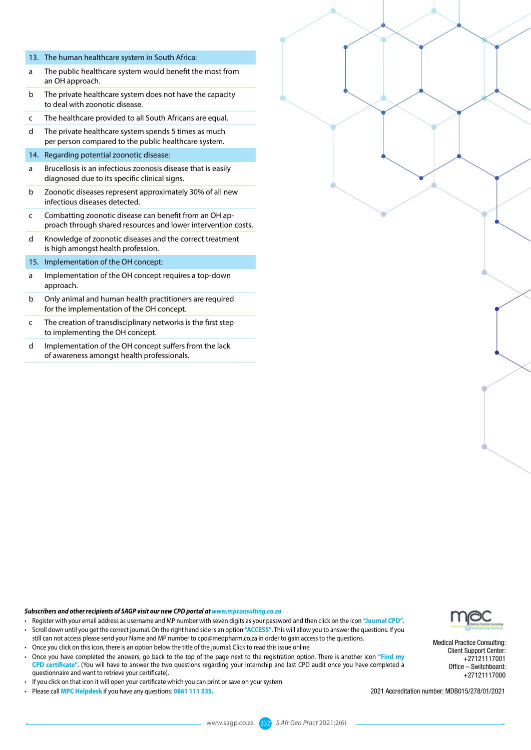**13. The human healthcare system in South Africa:**

- a. The public healthcare system would benefit the most from an OH approach.
- b. The private healthcare system does not have the capacity to deal with zoonotic disease.
- c. The healthcare provided to all South Africans are equal.
- d. The private healthcare system spends 5 times as much per person compared to the public healthcare system.

**14. Regarding potential zoonotic disease:**

- a. Brucellosis is an infectious zoonosis disease that is easily diagnosed due to its specific clinical signs.
- b. Zoonotic diseases represent approximately 30% of all new infectious diseases detected.
- c. Combatting zoonotic disease can benefit from an OH approach through shared resources and lower intervention costs.
- d. Knowledge of zoonotic diseases and the correct treatment is high amongst health profession.

**15. Implementation of the OH concept:**

- a. Implementation of the OH concept requires a top-down approach.
- b. Only animal and human health practitioners are required for the implementation of the OH concept.
- c. The creation of transdisciplinary networks is the first step to implementing the OH concept.
- d. Implementation of the OH concept suffers from the lack of awareness amongst health professionals.

***Subscribers and other recipients of SAGP visit our new CPD portal at www.mpconsulting.co.za***

- Register with your email address as username and MP number with seven digits as your password and then click on the icon **"Journal CPD"**.
- Scroll down until you get the correct journal. On the right hand side is an option **"ACCESS"**. This will allow you to answer the questions. If you still can not access please send your Name and MP number to cpd@medpharm.co.za in order to gain access to the questions.
- Once you click on this icon, there is an option below the title of the journal: Click to read this issue online
- Once you have completed the answers, go back to the top of the page next to the registration option. There is another icon **"Find my CPD certificate"**. (You will have to answer the two questions regarding your internship and last CPD audit once you have completed a questionnaire and want to retrieve your certificate).
- If you click on that icon it will open your certificate which you can print or save on your system.
- Please call **MPC Helpdesk** if you have any questions: **0861 111 335.**

Medical Practice Consulting:
Client Support Center:
+27121117001
Office – Switchboard:
+27121117000

2021 Accreditation number: MDB015/278/01/2021